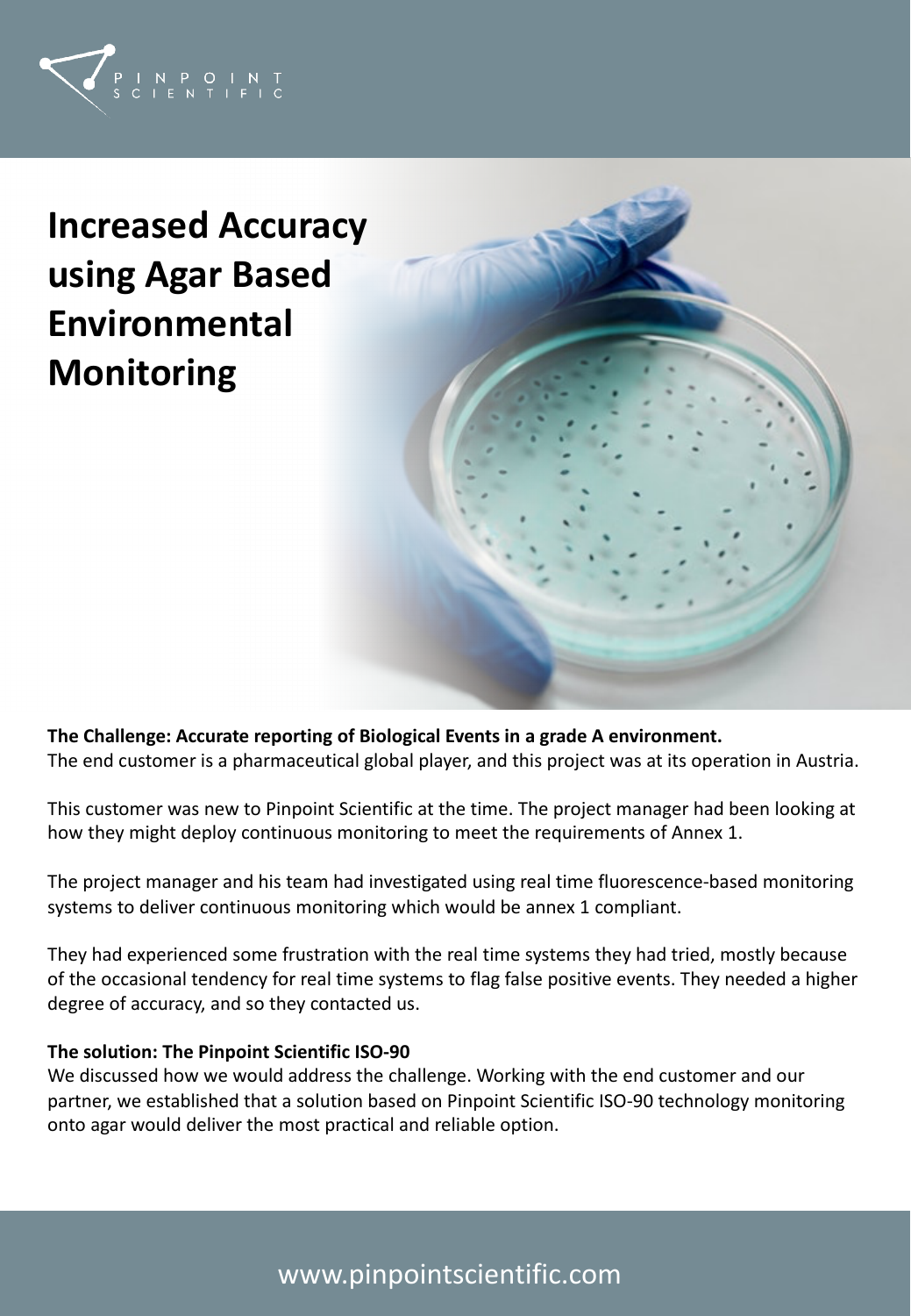# Increased Accuracy using Agar Based Environmental Monitoring

**The Challenge: Accurate reporting of Biological Events in a grade A environment.**
The end customer is a pharmaceutical global player, and this project was at its operation in Austria.

This customer was new to Pinpoint Scientific at the time. The project manager had been looking at how they might deploy continuous monitoring to meet the requirements of Annex 1.

The project manager and his team had investigated using real time fluorescence-based monitoring systems to deliver continuous monitoring which would be annex 1 compliant.

They had experienced some frustration with the real time systems they had tried, mostly because of the occasional tendency for real time systems to flag false positive events. They needed a higher degree of accuracy, and so they contacted us.

**The solution: The Pinpoint Scientific ISO-90**
We discussed how we would address the challenge. Working with the end customer and our partner, we established that a solution based on Pinpoint Scientific ISO-90 technology monitoring onto agar would deliver the most practical and reliable option.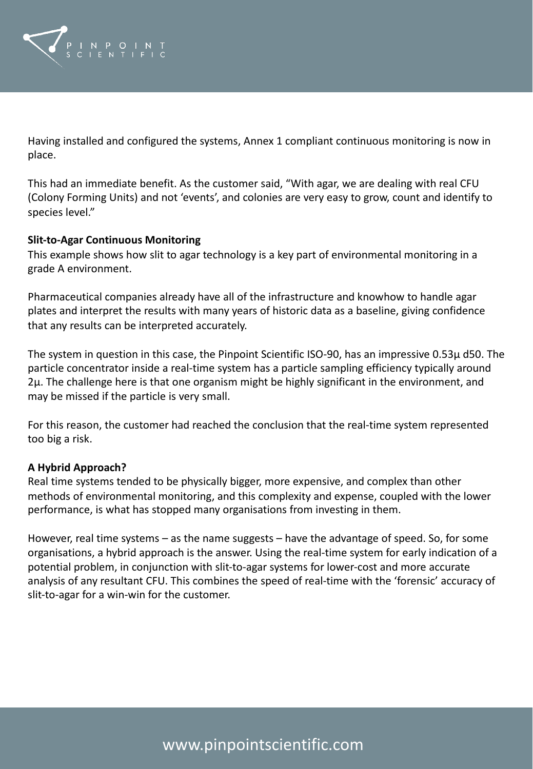Having installed and configured the systems, Annex 1 compliant continuous monitoring is now in place.

This had an immediate benefit. As the customer said, "With agar, we are dealing with real CFU (Colony Forming Units) and not 'events', and colonies are very easy to grow, count and identify to species level."

**Slit-to-Agar Continuous Monitoring**

This example shows how slit to agar technology is a key part of environmental monitoring in a grade A environment.

Pharmaceutical companies already have all of the infrastructure and knowhow to handle agar plates and interpret the results with many years of historic data as a baseline, giving confidence that any results can be interpreted accurately.

The system in question in this case, the Pinpoint Scientific ISO-90, has an impressive 0.53µ d50. The particle concentrator inside a real-time system has a particle sampling efficiency typically around 2µ. The challenge here is that one organism might be highly significant in the environment, and may be missed if the particle is very small.

For this reason, the customer had reached the conclusion that the real-time system represented too big a risk.

**A Hybrid Approach?**

Real time systems tended to be physically bigger, more expensive, and complex than other methods of environmental monitoring, and this complexity and expense, coupled with the lower performance, is what has stopped many organisations from investing in them.

However, real time systems – as the name suggests – have the advantage of speed. So, for some organisations, a hybrid approach is the answer. Using the real-time system for early indication of a potential problem, in conjunction with slit-to-agar systems for lower-cost and more accurate analysis of any resultant CFU. This combines the speed of real-time with the 'forensic' accuracy of slit-to-agar for a win-win for the customer.